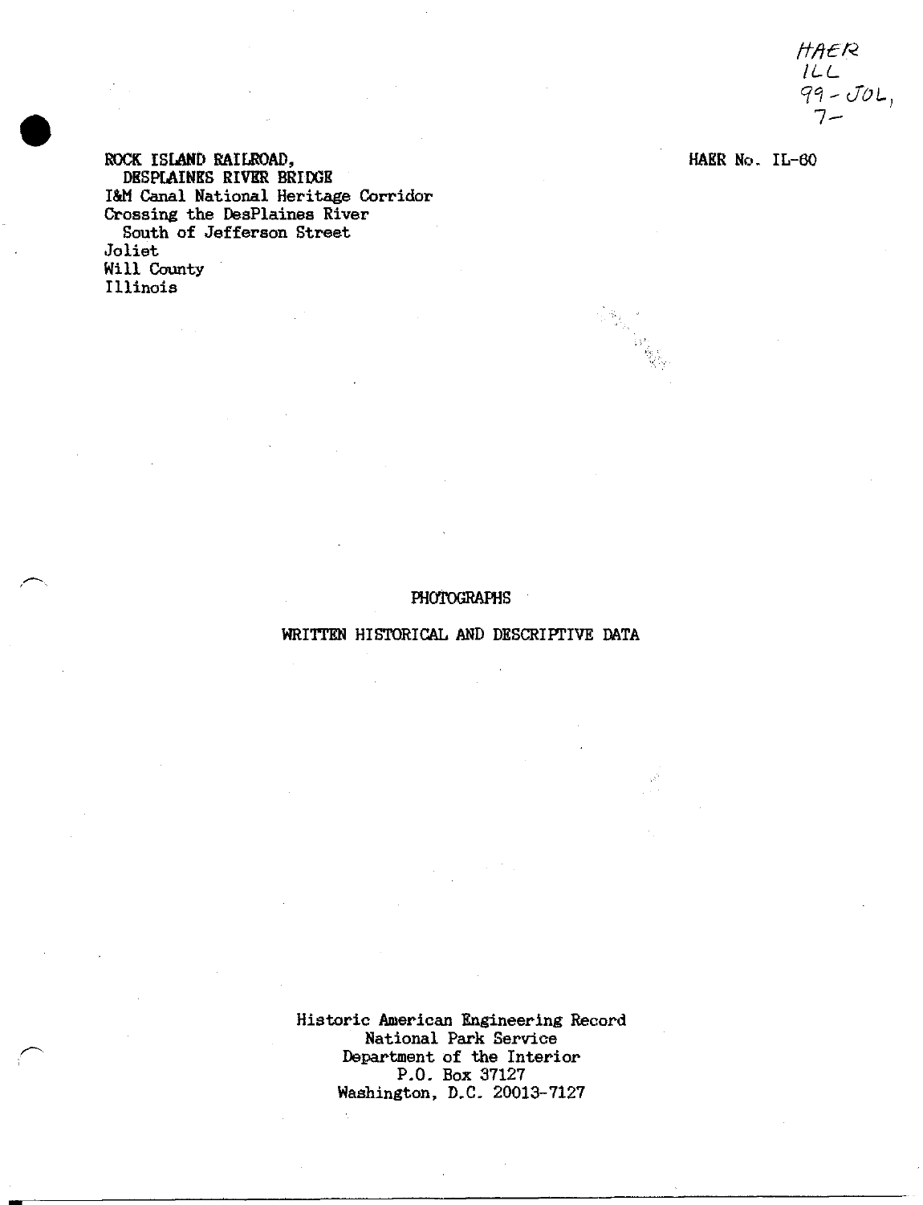HAER
ILL
99-JOL,
7-

HAER No. IL-60

ROCK ISLAND RAILROAD,
DESPLAINES RIVER BRIDGE
I&M Canal National Heritage Corridor
Crossing the DesPlaines River
South of Jefferson Street
Joliet
Will County
Illinois

PHOTOGRAPHS

WRITTEN HISTORICAL AND DESCRIPTIVE DATA

Historic American Engineering Record
National Park Service
Department of the Interior
P.O. Box 37127
Washington, D.C. 20013-7127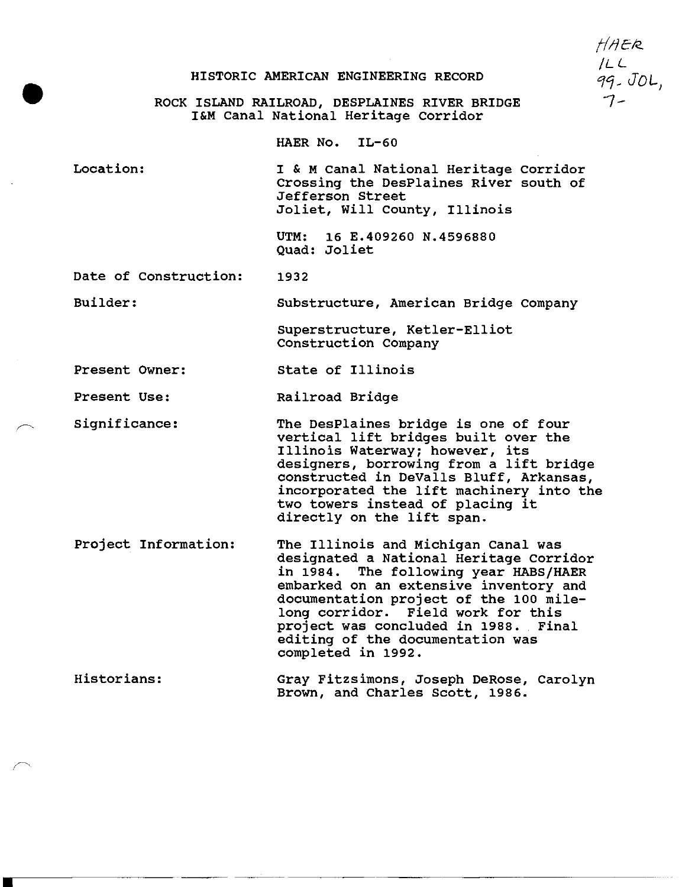HAER ILL 99-JOL, 7-

HISTORIC AMERICAN ENGINEERING RECORD

ROCK ISLAND RAILROAD, DESPLAINES RIVER BRIDGE
I&M Canal National Heritage Corridor

HAER No. IL-60

| | |
|---|---|
| Location: | I & M Canal National Heritage Corridor Crossing the DesPlaines River south of Jefferson Street Joliet, Will County, Illinois<br><br>UTM: 16 E.409260 N.4596880<br>Quad: Joliet |
| Date of Construction: | 1932 |
| Builder: | Substructure, American Bridge Company<br><br>Superstructure, Ketler-Elliot Construction Company |
| Present Owner: | State of Illinois |
| Present Use: | Railroad Bridge |
| Significance: | The DesPlaines bridge is one of four vertical lift bridges built over the Illinois Waterway; however, its designers, borrowing from a lift bridge constructed in DeValls Bluff, Arkansas, incorporated the lift machinery into the two towers instead of placing it directly on the lift span. |
| Project Information: | The Illinois and Michigan Canal was designated a National Heritage Corridor in 1984. The following year HABS/HAER embarked on an extensive inventory and documentation project of the 100 mile-long corridor. Field work for this project was concluded in 1988. Final editing of the documentation was completed in 1992. |
| Historians: | Gray Fitzsimons, Joseph DeRose, Carolyn Brown, and Charles Scott, 1986. |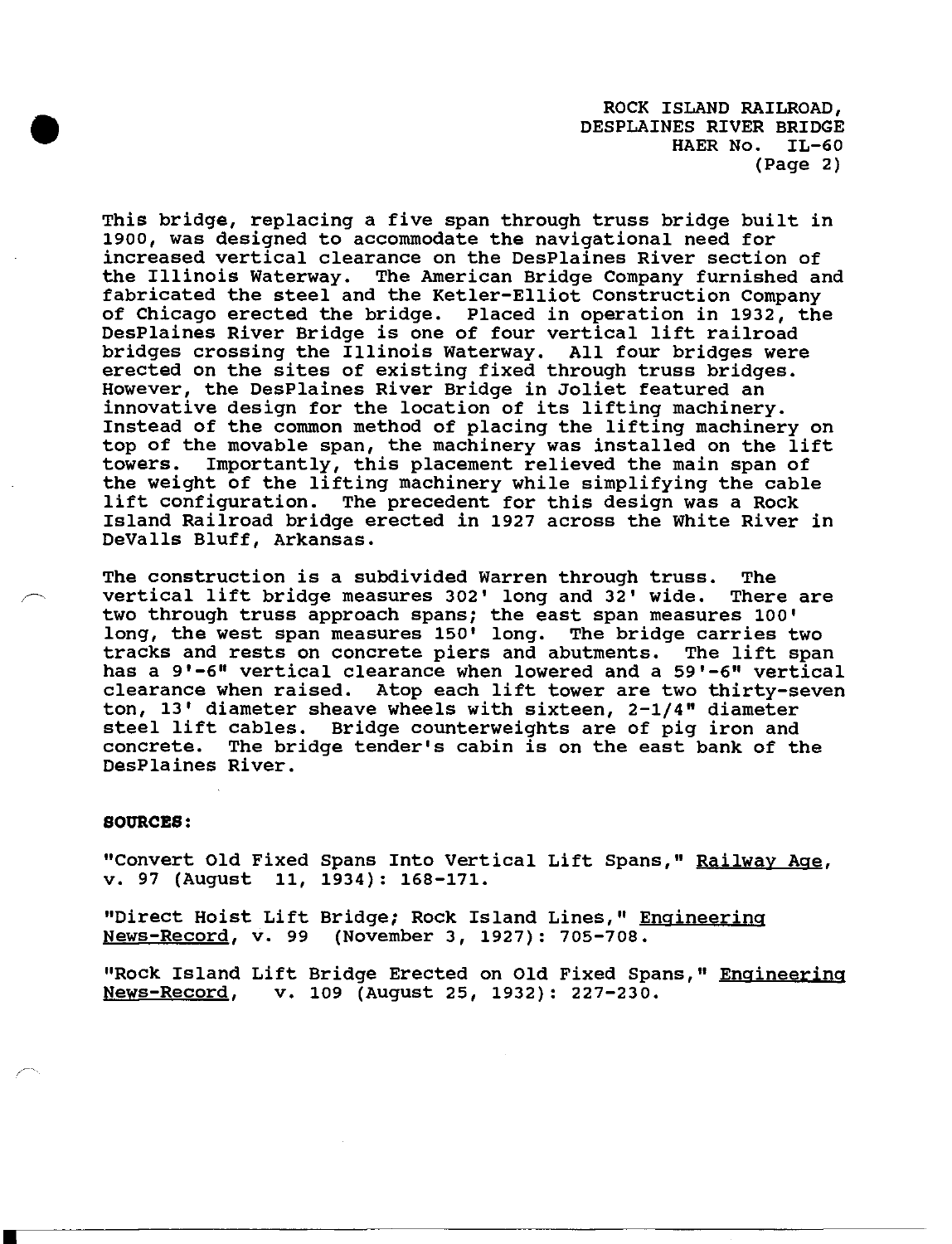This bridge, replacing a five span through truss bridge built in 1900, was designed to accommodate the navigational need for increased vertical clearance on the DesPlaines River section of the Illinois Waterway. The American Bridge Company furnished and fabricated the steel and the Ketler-Elliot Construction Company of Chicago erected the bridge. Placed in operation in 1932, the DesPlaines River Bridge is one of four vertical lift railroad bridges crossing the Illinois Waterway. All four bridges were erected on the sites of existing fixed through truss bridges. However, the DesPlaines River Bridge in Joliet featured an innovative design for the location of its lifting machinery. Instead of the common method of placing the lifting machinery on top of the movable span, the machinery was installed on the lift towers. Importantly, this placement relieved the main span of the weight of the lifting machinery while simplifying the cable lift configuration. The precedent for this design was a Rock Island Railroad bridge erected in 1927 across the White River in DeValls Bluff, Arkansas.

The construction is a subdivided Warren through truss. The vertical lift bridge measures 302' long and 32' wide. There are two through truss approach spans; the east span measures 100' long, the west span measures 150' long. The bridge carries two tracks and rests on concrete piers and abutments. The lift span has a 9'-6" vertical clearance when lowered and a 59'-6" vertical clearance when raised. Atop each lift tower are two thirty-seven ton, 13' diameter sheave wheels with sixteen, 2-1/4" diameter steel lift cables. Bridge counterweights are of pig iron and concrete. The bridge tender's cabin is on the east bank of the DesPlaines River.

**SOURCES:**

"Convert Old Fixed Spans Into Vertical Lift Spans," Railway Age, v. 97 (August 11, 1934): 168-171.

"Direct Hoist Lift Bridge; Rock Island Lines," Engineering News-Record, v. 99 (November 3, 1927): 705-708.

"Rock Island Lift Bridge Erected on Old Fixed Spans," Engineering News-Record, v. 109 (August 25, 1932): 227-230.